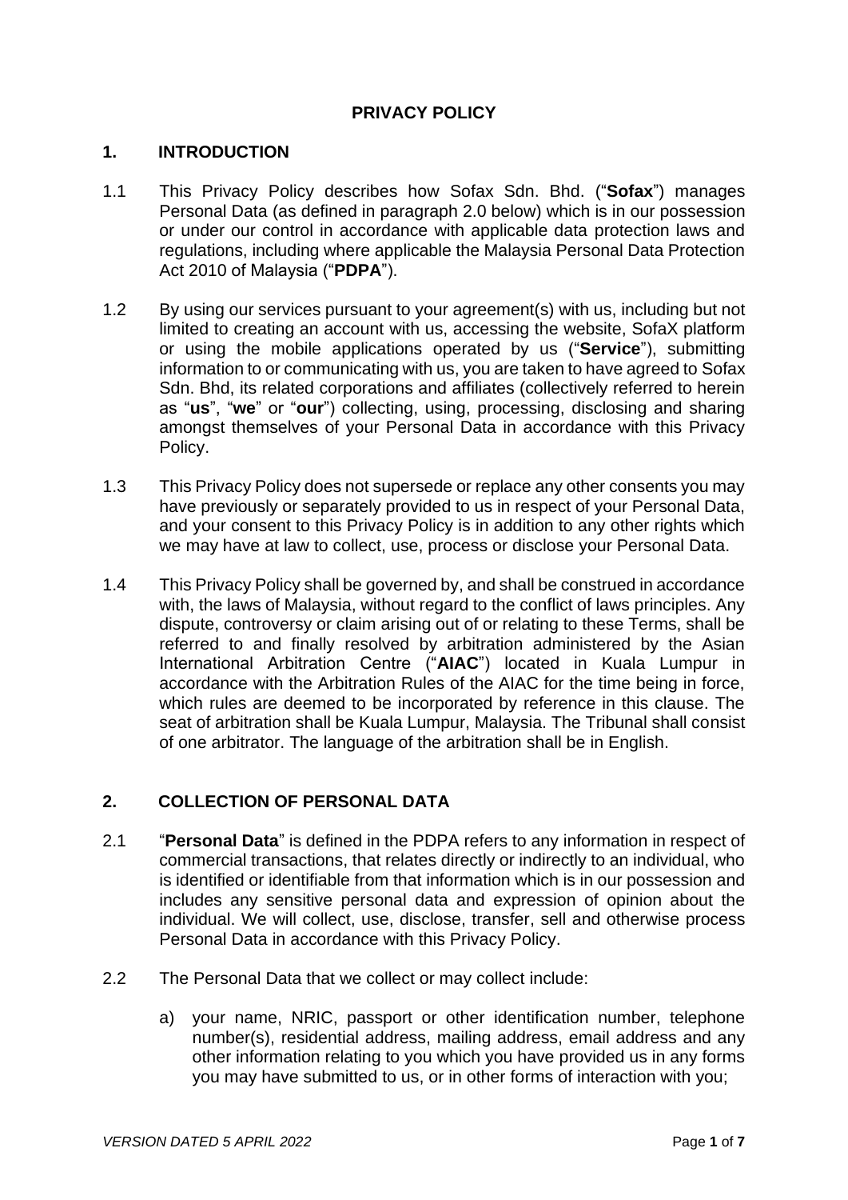# PRIVACY POLICY

## 1. INTRODUCTION

1.1 This Privacy Policy describes how Sofax Sdn. Bhd. ("**Sofax**") manages Personal Data (as defined in paragraph 2.0 below) which is in our possession or under our control in accordance with applicable data protection laws and regulations, including where applicable the Malaysia Personal Data Protection Act 2010 of Malaysia ("**PDPA**").

1.2 By using our services pursuant to your agreement(s) with us, including but not limited to creating an account with us, accessing the website, SofaX platform or using the mobile applications operated by us ("**Service**"), submitting information to or communicating with us, you are taken to have agreed to Sofax Sdn. Bhd, its related corporations and affiliates (collectively referred to herein as "**us**", "**we**" or "**our**") collecting, using, processing, disclosing and sharing amongst themselves of your Personal Data in accordance with this Privacy Policy.

1.3 This Privacy Policy does not supersede or replace any other consents you may have previously or separately provided to us in respect of your Personal Data, and your consent to this Privacy Policy is in addition to any other rights which we may have at law to collect, use, process or disclose your Personal Data.

1.4 This Privacy Policy shall be governed by, and shall be construed in accordance with, the laws of Malaysia, without regard to the conflict of laws principles. Any dispute, controversy or claim arising out of or relating to these Terms, shall be referred to and finally resolved by arbitration administered by the Asian International Arbitration Centre ("**AIAC**") located in Kuala Lumpur in accordance with the Arbitration Rules of the AIAC for the time being in force, which rules are deemed to be incorporated by reference in this clause. The seat of arbitration shall be Kuala Lumpur, Malaysia. The Tribunal shall consist of one arbitrator. The language of the arbitration shall be in English.

## 2. COLLECTION OF PERSONAL DATA

2.1 "**Personal Data**" is defined in the PDPA refers to any information in respect of commercial transactions, that relates directly or indirectly to an individual, who is identified or identifiable from that information which is in our possession and includes any sensitive personal data and expression of opinion about the individual. We will collect, use, disclose, transfer, sell and otherwise process Personal Data in accordance with this Privacy Policy.

2.2 The Personal Data that we collect or may collect include:

a) your name, NRIC, passport or other identification number, telephone number(s), residential address, mailing address, email address and any other information relating to you which you have provided us in any forms you may have submitted to us, or in other forms of interaction with you;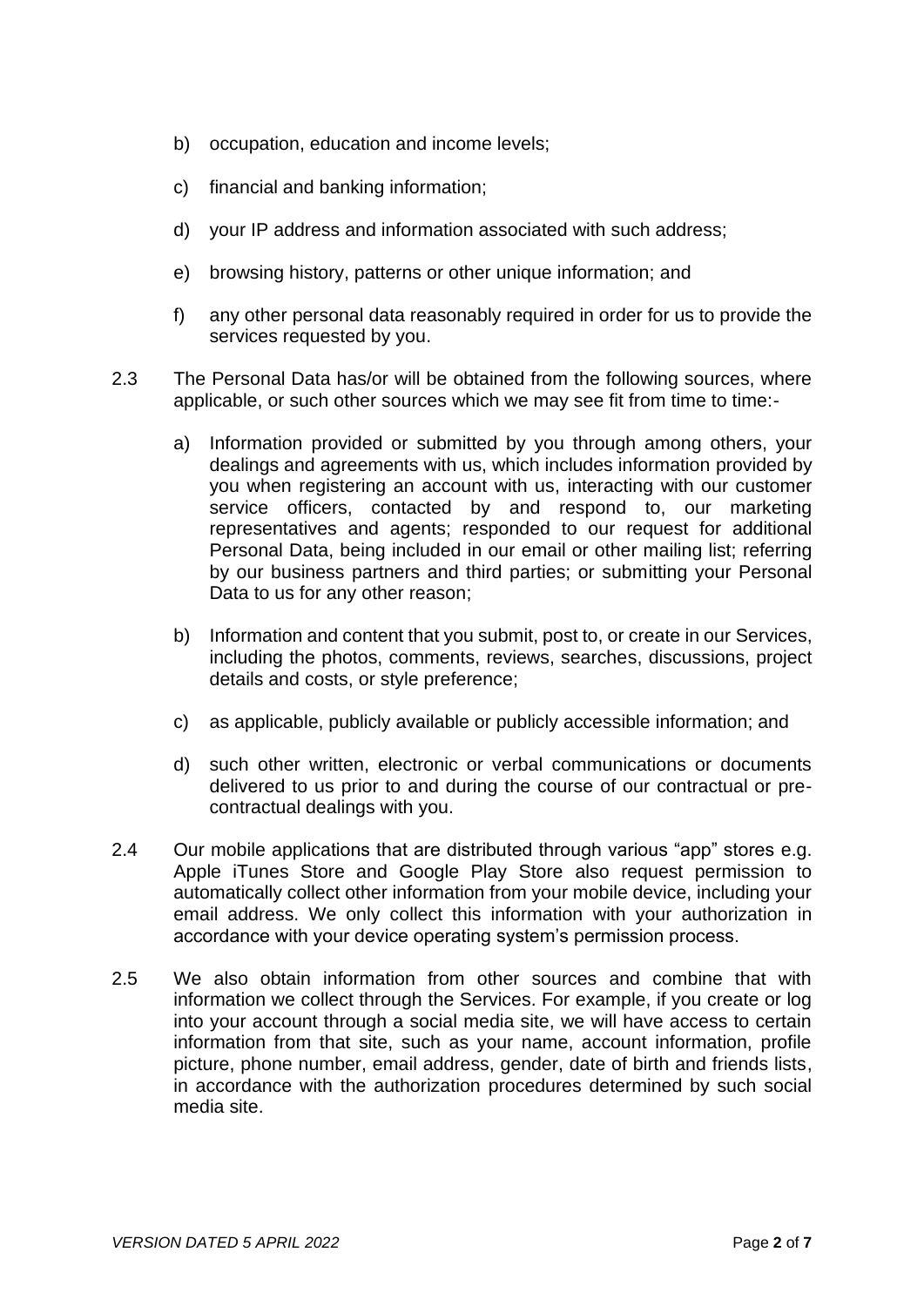b) occupation, education and income levels;

c) financial and banking information;

d) your IP address and information associated with such address;

e) browsing history, patterns or other unique information; and

f) any other personal data reasonably required in order for us to provide the services requested by you.

2.3 The Personal Data has/or will be obtained from the following sources, where applicable, or such other sources which we may see fit from time to time:-

a) Information provided or submitted by you through among others, your dealings and agreements with us, which includes information provided by you when registering an account with us, interacting with our customer service officers, contacted by and respond to, our marketing representatives and agents; responded to our request for additional Personal Data, being included in our email or other mailing list; referring by our business partners and third parties; or submitting your Personal Data to us for any other reason;

b) Information and content that you submit, post to, or create in our Services, including the photos, comments, reviews, searches, discussions, project details and costs, or style preference;

c) as applicable, publicly available or publicly accessible information; and

d) such other written, electronic or verbal communications or documents delivered to us prior to and during the course of our contractual or pre-contractual dealings with you.

2.4 Our mobile applications that are distributed through various "app" stores e.g. Apple iTunes Store and Google Play Store also request permission to automatically collect other information from your mobile device, including your email address. We only collect this information with your authorization in accordance with your device operating system's permission process.

2.5 We also obtain information from other sources and combine that with information we collect through the Services. For example, if you create or log into your account through a social media site, we will have access to certain information from that site, such as your name, account information, profile picture, phone number, email address, gender, date of birth and friends lists, in accordance with the authorization procedures determined by such social media site.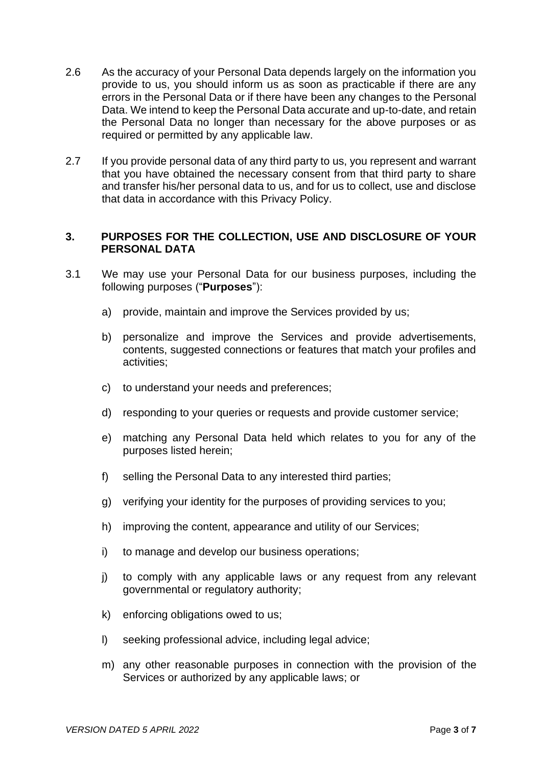2.6 As the accuracy of your Personal Data depends largely on the information you provide to us, you should inform us as soon as practicable if there are any errors in the Personal Data or if there have been any changes to the Personal Data. We intend to keep the Personal Data accurate and up-to-date, and retain the Personal Data no longer than necessary for the above purposes or as required or permitted by any applicable law.

2.7 If you provide personal data of any third party to us, you represent and warrant that you have obtained the necessary consent from that third party to share and transfer his/her personal data to us, and for us to collect, use and disclose that data in accordance with this Privacy Policy.

## 3. PURPOSES FOR THE COLLECTION, USE AND DISCLOSURE OF YOUR PERSONAL DATA

3.1 We may use your Personal Data for our business purposes, including the following purposes ("**Purposes**"):

a) provide, maintain and improve the Services provided by us;

b) personalize and improve the Services and provide advertisements, contents, suggested connections or features that match your profiles and activities;

c) to understand your needs and preferences;

d) responding to your queries or requests and provide customer service;

e) matching any Personal Data held which relates to you for any of the purposes listed herein;

f) selling the Personal Data to any interested third parties;

g) verifying your identity for the purposes of providing services to you;

h) improving the content, appearance and utility of our Services;

i) to manage and develop our business operations;

j) to comply with any applicable laws or any request from any relevant governmental or regulatory authority;

k) enforcing obligations owed to us;

l) seeking professional advice, including legal advice;

m) any other reasonable purposes in connection with the provision of the Services or authorized by any applicable laws; or

*VERSION DATED 5 APRIL 2022*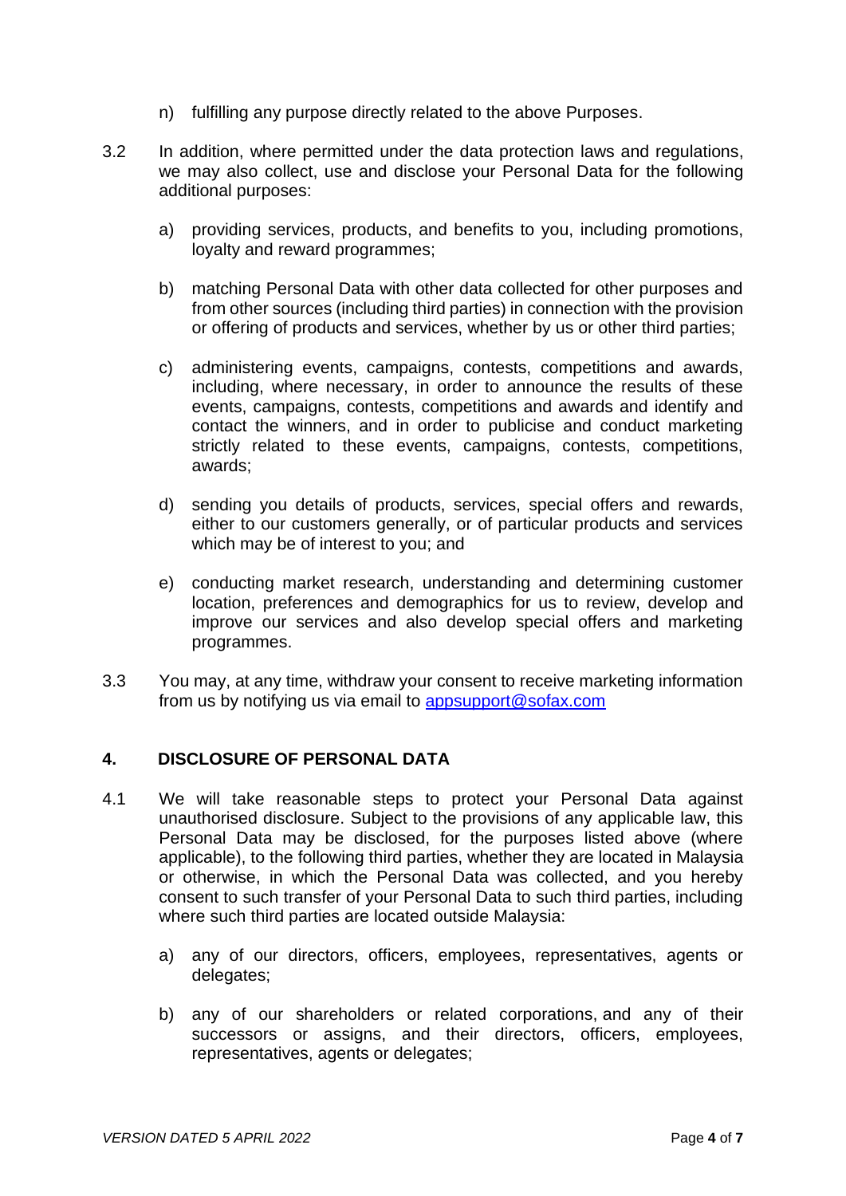n) fulfilling any purpose directly related to the above Purposes.

3.2 In addition, where permitted under the data protection laws and regulations, we may also collect, use and disclose your Personal Data for the following additional purposes:

a) providing services, products, and benefits to you, including promotions, loyalty and reward programmes;

b) matching Personal Data with other data collected for other purposes and from other sources (including third parties) in connection with the provision or offering of products and services, whether by us or other third parties;

c) administering events, campaigns, contests, competitions and awards, including, where necessary, in order to announce the results of these events, campaigns, contests, competitions and awards and identify and contact the winners, and in order to publicise and conduct marketing strictly related to these events, campaigns, contests, competitions, awards;

d) sending you details of products, services, special offers and rewards, either to our customers generally, or of particular products and services which may be of interest to you; and

e) conducting market research, understanding and determining customer location, preferences and demographics for us to review, develop and improve our services and also develop special offers and marketing programmes.

3.3 You may, at any time, withdraw your consent to receive marketing information from us by notifying us via email to appsupport@sofax.com

## 4. DISCLOSURE OF PERSONAL DATA

4.1 We will take reasonable steps to protect your Personal Data against unauthorised disclosure. Subject to the provisions of any applicable law, this Personal Data may be disclosed, for the purposes listed above (where applicable), to the following third parties, whether they are located in Malaysia or otherwise, in which the Personal Data was collected, and you hereby consent to such transfer of your Personal Data to such third parties, including where such third parties are located outside Malaysia:

a) any of our directors, officers, employees, representatives, agents or delegates;

b) any of our shareholders or related corporations, and any of their successors or assigns, and their directors, officers, employees, representatives, agents or delegates;

*VERSION DATED 5 APRIL 2022*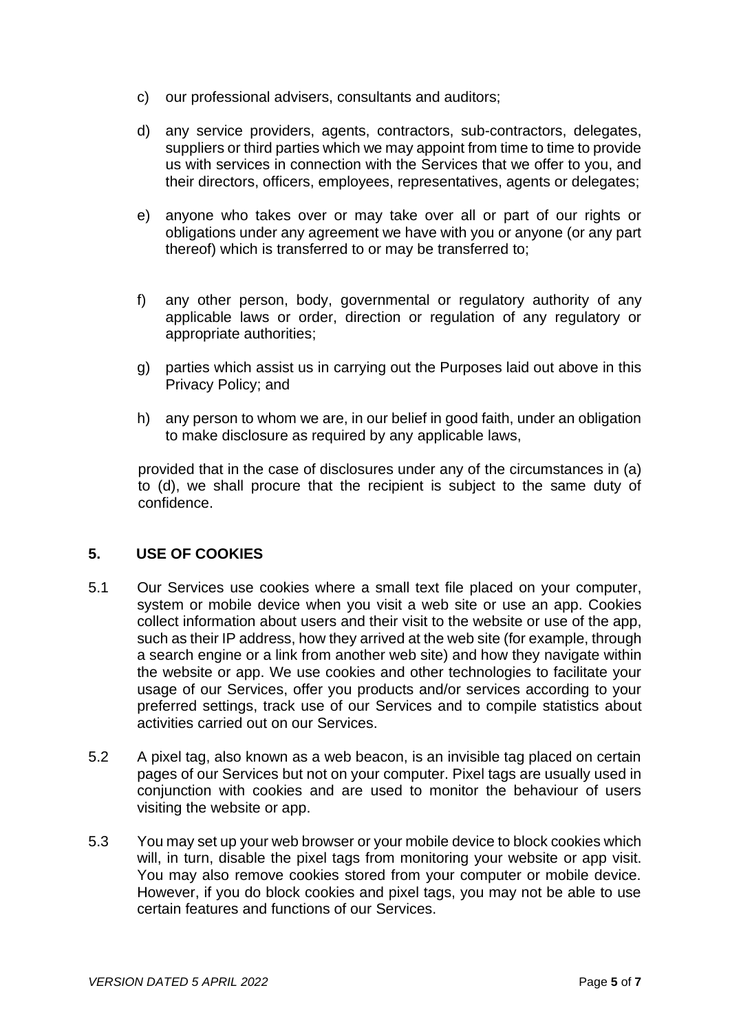c) our professional advisers, consultants and auditors;

d) any service providers, agents, contractors, sub-contractors, delegates, suppliers or third parties which we may appoint from time to time to provide us with services in connection with the Services that we offer to you, and their directors, officers, employees, representatives, agents or delegates;

e) anyone who takes over or may take over all or part of our rights or obligations under any agreement we have with you or anyone (or any part thereof) which is transferred to or may be transferred to;

f) any other person, body, governmental or regulatory authority of any applicable laws or order, direction or regulation of any regulatory or appropriate authorities;

g) parties which assist us in carrying out the Purposes laid out above in this Privacy Policy; and

h) any person to whom we are, in our belief in good faith, under an obligation to make disclosure as required by any applicable laws,

provided that in the case of disclosures under any of the circumstances in (a) to (d), we shall procure that the recipient is subject to the same duty of confidence.

## 5. USE OF COOKIES

5.1 Our Services use cookies where a small text file placed on your computer, system or mobile device when you visit a web site or use an app. Cookies collect information about users and their visit to the website or use of the app, such as their IP address, how they arrived at the web site (for example, through a search engine or a link from another web site) and how they navigate within the website or app. We use cookies and other technologies to facilitate your usage of our Services, offer you products and/or services according to your preferred settings, track use of our Services and to compile statistics about activities carried out on our Services.

5.2 A pixel tag, also known as a web beacon, is an invisible tag placed on certain pages of our Services but not on your computer. Pixel tags are usually used in conjunction with cookies and are used to monitor the behaviour of users visiting the website or app.

5.3 You may set up your web browser or your mobile device to block cookies which will, in turn, disable the pixel tags from monitoring your website or app visit. You may also remove cookies stored from your computer or mobile device. However, if you do block cookies and pixel tags, you may not be able to use certain features and functions of our Services.

*VERSION DATED 5 APRIL 2022*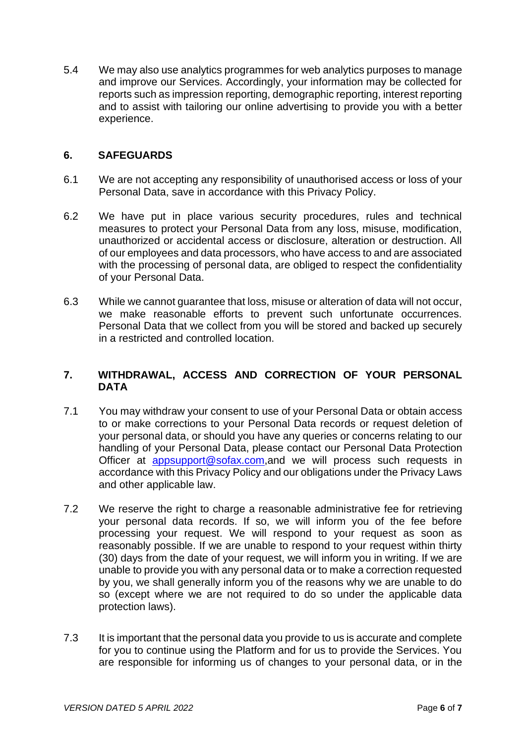5.4 We may also use analytics programmes for web analytics purposes to manage and improve our Services. Accordingly, your information may be collected for reports such as impression reporting, demographic reporting, interest reporting and to assist with tailoring our online advertising to provide you with a better experience.

## 6. SAFEGUARDS

6.1 We are not accepting any responsibility of unauthorised access or loss of your Personal Data, save in accordance with this Privacy Policy.

6.2 We have put in place various security procedures, rules and technical measures to protect your Personal Data from any loss, misuse, modification, unauthorized or accidental access or disclosure, alteration or destruction. All of our employees and data processors, who have access to and are associated with the processing of personal data, are obliged to respect the confidentiality of your Personal Data.

6.3 While we cannot guarantee that loss, misuse or alteration of data will not occur, we make reasonable efforts to prevent such unfortunate occurrences. Personal Data that we collect from you will be stored and backed up securely in a restricted and controlled location.

## 7. WITHDRAWAL, ACCESS AND CORRECTION OF YOUR PERSONAL DATA

7.1 You may withdraw your consent to use of your Personal Data or obtain access to or make corrections to your Personal Data records or request deletion of your personal data, or should you have any queries or concerns relating to our handling of your Personal Data, please contact our Personal Data Protection Officer at appsupport@sofax.com,and we will process such requests in accordance with this Privacy Policy and our obligations under the Privacy Laws and other applicable law.

7.2 We reserve the right to charge a reasonable administrative fee for retrieving your personal data records. If so, we will inform you of the fee before processing your request. We will respond to your request as soon as reasonably possible. If we are unable to respond to your request within thirty (30) days from the date of your request, we will inform you in writing. If we are unable to provide you with any personal data or to make a correction requested by you, we shall generally inform you of the reasons why we are unable to do so (except where we are not required to do so under the applicable data protection laws).

7.3 It is important that the personal data you provide to us is accurate and complete for you to continue using the Platform and for us to provide the Services. You are responsible for informing us of changes to your personal data, or in the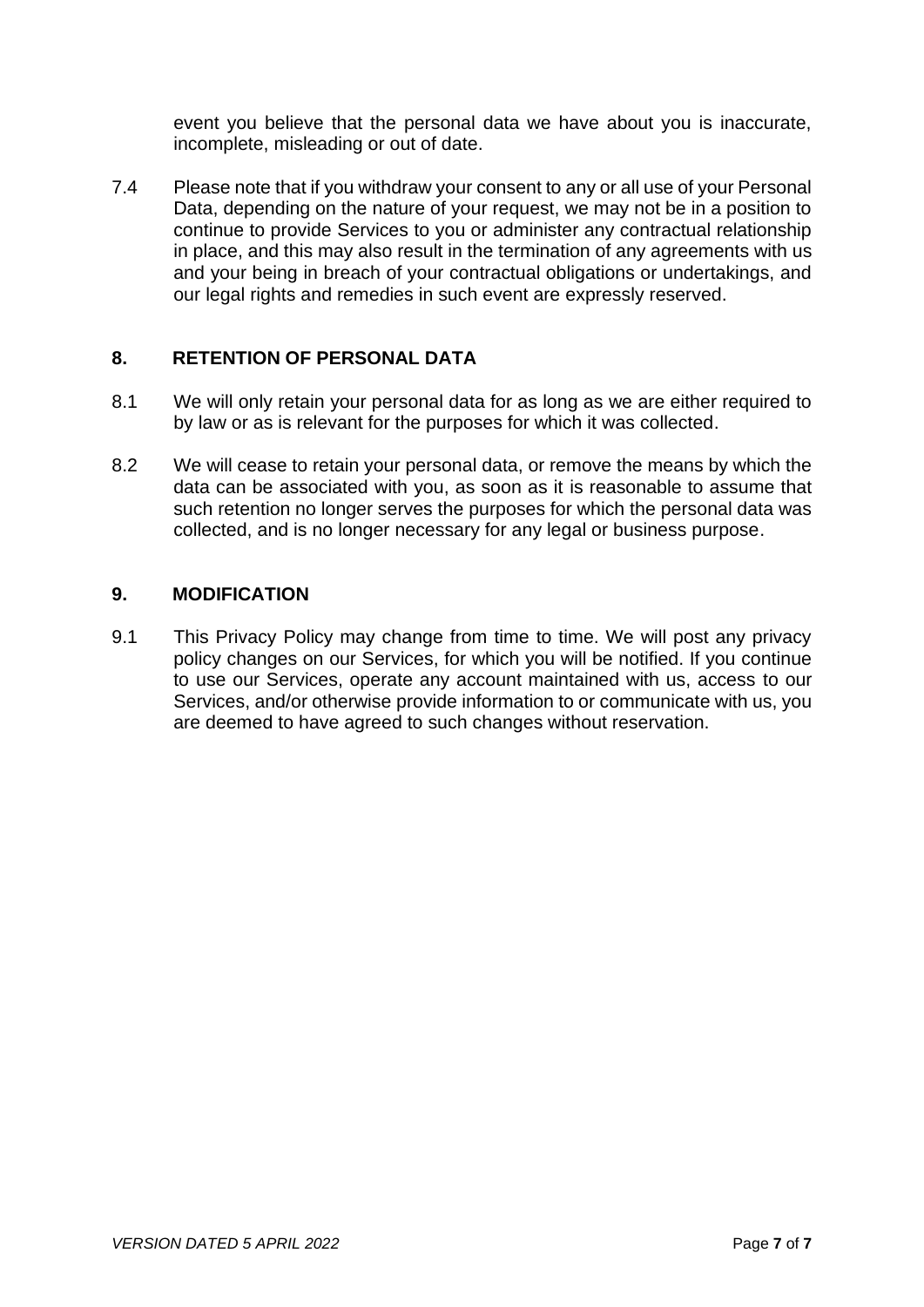event you believe that the personal data we have about you is inaccurate, incomplete, misleading or out of date.

7.4 Please note that if you withdraw your consent to any or all use of your Personal Data, depending on the nature of your request, we may not be in a position to continue to provide Services to you or administer any contractual relationship in place, and this may also result in the termination of any agreements with us and your being in breach of your contractual obligations or undertakings, and our legal rights and remedies in such event are expressly reserved.

## 8. RETENTION OF PERSONAL DATA

8.1 We will only retain your personal data for as long as we are either required to by law or as is relevant for the purposes for which it was collected.

8.2 We will cease to retain your personal data, or remove the means by which the data can be associated with you, as soon as it is reasonable to assume that such retention no longer serves the purposes for which the personal data was collected, and is no longer necessary for any legal or business purpose.

## 9. MODIFICATION

9.1 This Privacy Policy may change from time to time. We will post any privacy policy changes on our Services, for which you will be notified. If you continue to use our Services, operate any account maintained with us, access to our Services, and/or otherwise provide information to or communicate with us, you are deemed to have agreed to such changes without reservation.

*VERSION DATED 5 APRIL 2022*